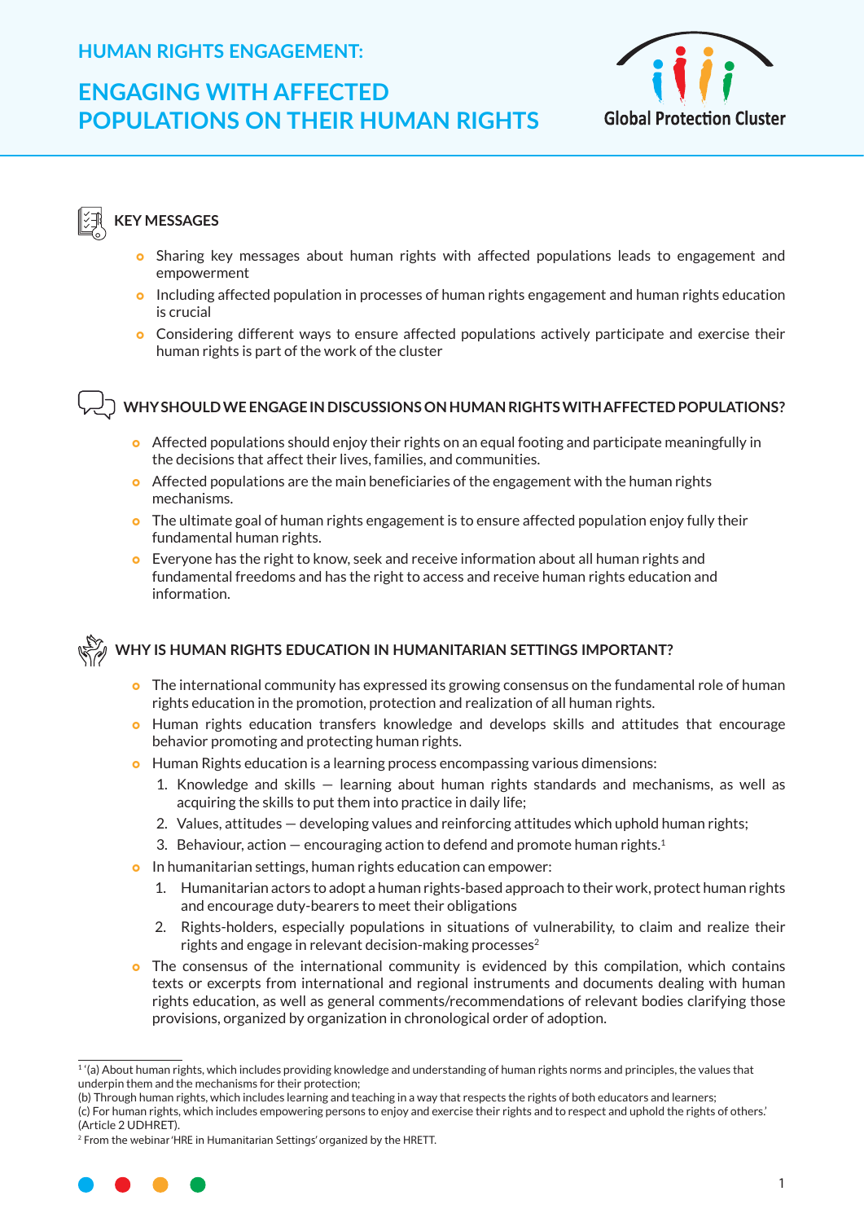# HUMAN RIGHTS ENGAGEMENT:

# ENGAGING WITH AFFECTED POPULATIONS ON THEIR HUMAN RIGHTS

Global Protection Cluster

## KEY MESSAGES

- Sharing key messages about human rights with affected populations leads to engagement and empowerment
- Including affected population in processes of human rights engagement and human rights education is crucial
- Considering different ways to ensure affected populations actively participate and exercise their human rights is part of the work of the cluster

## WHY SHOULD WE ENGAGE IN DISCUSSIONS ON HUMAN RIGHTS WITH AFFECTED POPULATIONS?

- Affected populations should enjoy their rights on an equal footing and participate meaningfully in the decisions that affect their lives, families, and communities.
- Affected populations are the main beneficiaries of the engagement with the human rights mechanisms.
- The ultimate goal of human rights engagement is to ensure affected population enjoy fully their fundamental human rights.
- Everyone has the right to know, seek and receive information about all human rights and fundamental freedoms and has the right to access and receive human rights education and information.

## WHY IS HUMAN RIGHTS EDUCATION IN HUMANITARIAN SETTINGS IMPORTANT?

- The international community has expressed its growing consensus on the fundamental role of human rights education in the promotion, protection and realization of all human rights.
- Human rights education transfers knowledge and develops skills and attitudes that encourage behavior promoting and protecting human rights.
- Human Rights education is a learning process encompassing various dimensions:
  1. Knowledge and skills — learning about human rights standards and mechanisms, as well as acquiring the skills to put them into practice in daily life;
  2. Values, attitudes — developing values and reinforcing attitudes which uphold human rights;
  3. Behaviour, action — encouraging action to defend and promote human rights.[1]
- In humanitarian settings, human rights education can empower:
  1. Humanitarian actors to adopt a human rights-based approach to their work, protect human rights and encourage duty-bearers to meet their obligations
  2. Rights-holders, especially populations in situations of vulnerability, to claim and realize their rights and engage in relevant decision-making processes[2]
- The consensus of the international community is evidenced by this compilation, which contains texts or excerpts from international and regional instruments and documents dealing with human rights education, as well as general comments/recommendations of relevant bodies clarifying those provisions, organized by organization in chronological order of adoption.

---

[1] '(a) About human rights, which includes providing knowledge and understanding of human rights norms and principles, the values that underpin them and the mechanisms for their protection;
(b) Through human rights, which includes learning and teaching in a way that respects the rights of both educators and learners;
(c) For human rights, which includes empowering persons to enjoy and exercise their rights and to respect and uphold the rights of others.' (Article 2 UDHRET).

[2] From the webinar 'HRE in Humanitarian Settings' organized by the HRETT.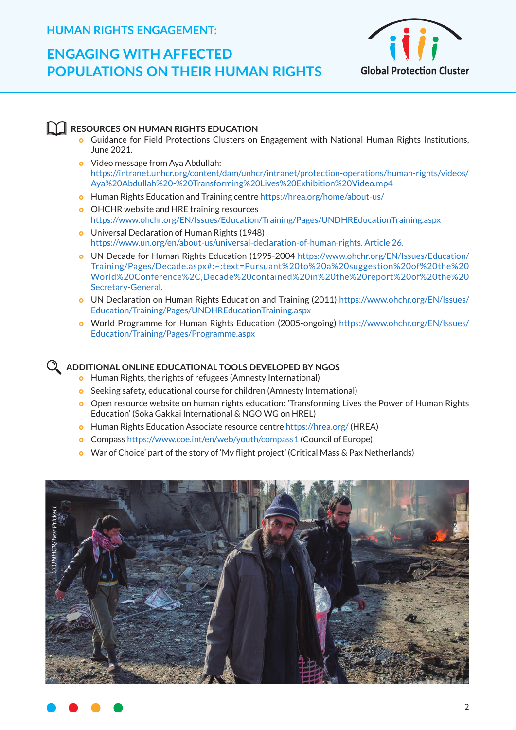HUMAN RIGHTS ENGAGEMENT:

# ENGAGING WITH AFFECTED POPULATIONS ON THEIR HUMAN RIGHTS

Global Protection Cluster

## RESOURCES ON HUMAN RIGHTS EDUCATION

- Guidance for Field Protections Clusters on Engagement with National Human Rights Institutions, June 2021.
- Video message from Aya Abdullah: https://intranet.unhcr.org/content/dam/unhcr/intranet/protection-operations/human-rights/videos/Aya%20Abdullah%20-%20Transforming%20Lives%20Exhibition%20Video.mp4
- Human Rights Education and Training centre https://hrea.org/home/about-us/
- OHCHR website and HRE training resources https://www.ohchr.org/EN/Issues/Education/Training/Pages/UNDHREducationTraining.aspx
- Universal Declaration of Human Rights (1948) https://www.un.org/en/about-us/universal-declaration-of-human-rights. Article 26.
- UN Decade for Human Rights Education (1995-2004 https://www.ohchr.org/EN/Issues/Education/Training/Pages/Decade.aspx#:~:text=Pursuant%20to%20a%20suggestion%20of%the%20World%20Conference%2C,Decade%20contained%20in%20the%20report%20of%the%20Secretary-General.
- UN Declaration on Human Rights Education and Training (2011) https://www.ohchr.org/EN/Issues/Education/Training/Pages/UNDHREducationTraining.aspx
- World Programme for Human Rights Education (2005-ongoing) https://www.ohchr.org/EN/Issues/Education/Training/Pages/Programme.aspx

## ADDITIONAL ONLINE EDUCATIONAL TOOLS DEVELOPED BY NGOS

- Human Rights, the rights of refugees (Amnesty International)
- Seeking safety, educational course for children (Amnesty International)
- Open resource website on human rights education: 'Transforming Lives the Power of Human Rights Education' (Soka Gakkai International & NGO WG on HREL)
- Human Rights Education Associate resource centre https://hrea.org/ (HREA)
- Compass https://www.coe.int/en/web/youth/compass1 (Council of Europe)
- War of Choice' part of the story of 'My flight project' (Critical Mass & Pax Netherlands)

© UNHCR/Ivor Prickett